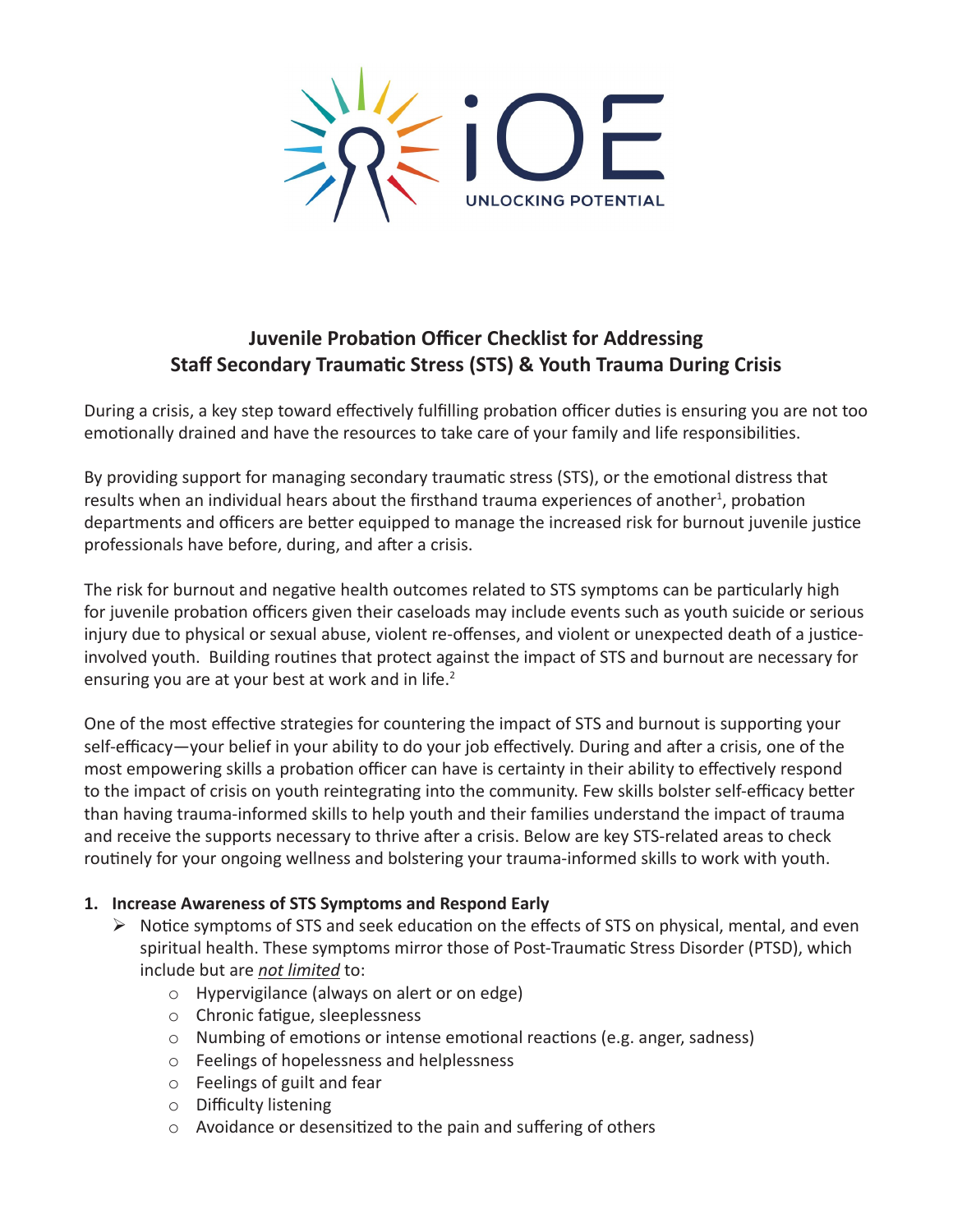# Juvenile Probation Officer Checklist for Addressing Staff Secondary Traumatic Stress (STS) & Youth Trauma During Crisis

During a crisis, a key step toward effectively fulfilling probation officer duties is ensuring you are not too emotionally drained and have the resources to take care of your family and life responsibilities.

By providing support for managing secondary traumatic stress (STS), or the emotional distress that results when an individual hears about the firsthand trauma experiences of another[1], probation departments and officers are better equipped to manage the increased risk for burnout juvenile justice professionals have before, during, and after a crisis.

The risk for burnout and negative health outcomes related to STS symptoms can be particularly high for juvenile probation officers given their caseloads may include events such as youth suicide or serious injury due to physical or sexual abuse, violent re-offenses, and violent or unexpected death of a justice-involved youth. Building routines that protect against the impact of STS and burnout are necessary for ensuring you are at your best at work and in life.[2]

One of the most effective strategies for countering the impact of STS and burnout is supporting your self-efficacy—your belief in your ability to do your job effectively. During and after a crisis, one of the most empowering skills a probation officer can have is certainty in their ability to effectively respond to the impact of crisis on youth reintegrating into the community. Few skills bolster self-efficacy better than having trauma-informed skills to help youth and their families understand the impact of trauma and receive the supports necessary to thrive after a crisis. Below are key STS-related areas to check routinely for your ongoing wellness and bolstering your trauma-informed skills to work with youth.

1. **Increase Awareness of STS Symptoms and Respond Early**
   - Notice symptoms of STS and seek education on the effects of STS on physical, mental, and even spiritual health. These symptoms mirror those of Post-Traumatic Stress Disorder (PTSD), which include but are _not limited_ to:
     - Hypervigilance (always on alert or on edge)
     - Chronic fatigue, sleeplessness
     - Numbing of emotions or intense emotional reactions (e.g. anger, sadness)
     - Feelings of hopelessness and helplessness
     - Feelings of guilt and fear
     - Difficulty listening
     - Avoidance or desensitized to the pain and suffering of others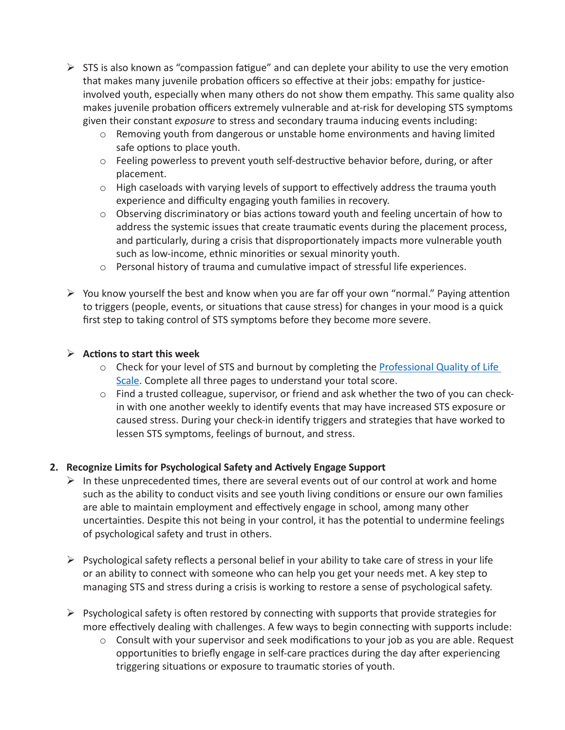- STS is also known as "compassion fatigue" and can deplete your ability to use the very emotion that makes many juvenile probation officers so effective at their jobs: empathy for justice-involved youth, especially when many others do not show them empathy. This same quality also makes juvenile probation officers extremely vulnerable and at-risk for developing STS symptoms given their constant *exposure* to stress and secondary trauma inducing events including:
  - Removing youth from dangerous or unstable home environments and having limited safe options to place youth.
  - Feeling powerless to prevent youth self-destructive behavior before, during, or after placement.
  - High caseloads with varying levels of support to effectively address the trauma youth experience and difficulty engaging youth families in recovery.
  - Observing discriminatory or bias actions toward youth and feeling uncertain of how to address the systemic issues that create traumatic events during the placement process, and particularly, during a crisis that disproportionately impacts more vulnerable youth such as low-income, ethnic minorities or sexual minority youth.
  - Personal history of trauma and cumulative impact of stressful life experiences.

- You know yourself the best and know when you are far off your own "normal." Paying attention to triggers (people, events, or situations that cause stress) for changes in your mood is a quick first step to taking control of STS symptoms before they become more severe.

- **Actions to start this week**
  - Check for your level of STS and burnout by completing the [Professional Quality of Life Scale](). Complete all three pages to understand your total score.
  - Find a trusted colleague, supervisor, or friend and ask whether the two of you can check-in with one another weekly to identify events that may have increased STS exposure or caused stress. During your check-in identify triggers and strategies that have worked to lessen STS symptoms, feelings of burnout, and stress.

**2. Recognize Limits for Psychological Safety and Actively Engage Support**

- In these unprecedented times, there are several events out of our control at work and home such as the ability to conduct visits and see youth living conditions or ensure our own families are able to maintain employment and effectively engage in school, among many other uncertainties. Despite this not being in your control, it has the potential to undermine feelings of psychological safety and trust in others.

- Psychological safety reflects a personal belief in your ability to take care of stress in your life or an ability to connect with someone who can help you get your needs met. A key step to managing STS and stress during a crisis is working to restore a sense of psychological safety.

- Psychological safety is often restored by connecting with supports that provide strategies for more effectively dealing with challenges. A few ways to begin connecting with supports include:
  - Consult with your supervisor and seek modifications to your job as you are able. Request opportunities to briefly engage in self-care practices during the day after experiencing triggering situations or exposure to traumatic stories of youth.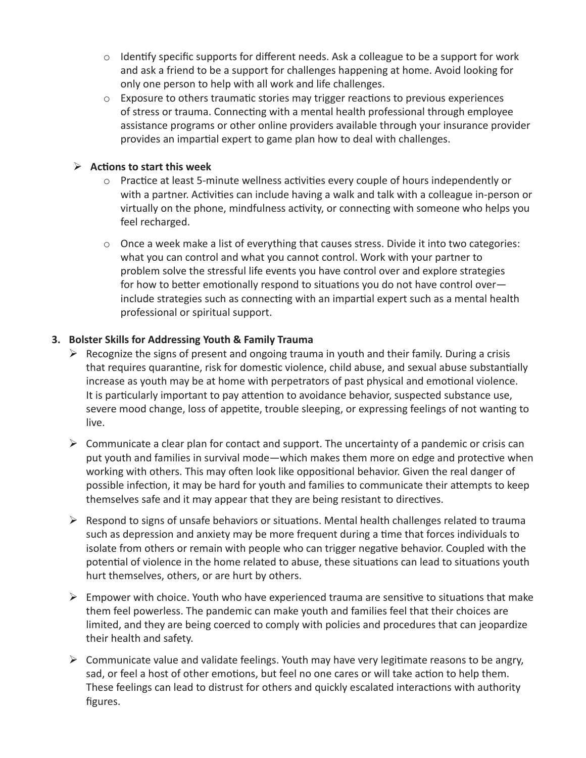- Identify specific supports for different needs. Ask a colleague to be a support for work and ask a friend to be a support for challenges happening at home. Avoid looking for only one person to help with all work and life challenges.
- Exposure to others traumatic stories may trigger reactions to previous experiences of stress or trauma. Connecting with a mental health professional through employee assistance programs or other online providers available through your insurance provider provides an impartial expert to game plan how to deal with challenges.

- **Actions to start this week**
  - Practice at least 5-minute wellness activities every couple of hours independently or with a partner. Activities can include having a walk and talk with a colleague in-person or virtually on the phone, mindfulness activity, or connecting with someone who helps you feel recharged.
  - Once a week make a list of everything that causes stress. Divide it into two categories: what you can control and what you cannot control. Work with your partner to problem solve the stressful life events you have control over and explore strategies for how to better emotionally respond to situations you do not have control over—include strategies such as connecting with an impartial expert such as a mental health professional or spiritual support.

**3. Bolster Skills for Addressing Youth & Family Trauma**

- Recognize the signs of present and ongoing trauma in youth and their family. During a crisis that requires quarantine, risk for domestic violence, child abuse, and sexual abuse substantially increase as youth may be at home with perpetrators of past physical and emotional violence. It is particularly important to pay attention to avoidance behavior, suspected substance use, severe mood change, loss of appetite, trouble sleeping, or expressing feelings of not wanting to live.
- Communicate a clear plan for contact and support. The uncertainty of a pandemic or crisis can put youth and families in survival mode—which makes them more on edge and protective when working with others. This may often look like oppositional behavior. Given the real danger of possible infection, it may be hard for youth and families to communicate their attempts to keep themselves safe and it may appear that they are being resistant to directives.
- Respond to signs of unsafe behaviors or situations. Mental health challenges related to trauma such as depression and anxiety may be more frequent during a time that forces individuals to isolate from others or remain with people who can trigger negative behavior. Coupled with the potential of violence in the home related to abuse, these situations can lead to situations youth hurt themselves, others, or are hurt by others.
- Empower with choice. Youth who have experienced trauma are sensitive to situations that make them feel powerless. The pandemic can make youth and families feel that their choices are limited, and they are being coerced to comply with policies and procedures that can jeopardize their health and safety.
- Communicate value and validate feelings. Youth may have very legitimate reasons to be angry, sad, or feel a host of other emotions, but feel no one cares or will take action to help them. These feelings can lead to distrust for others and quickly escalated interactions with authority figures.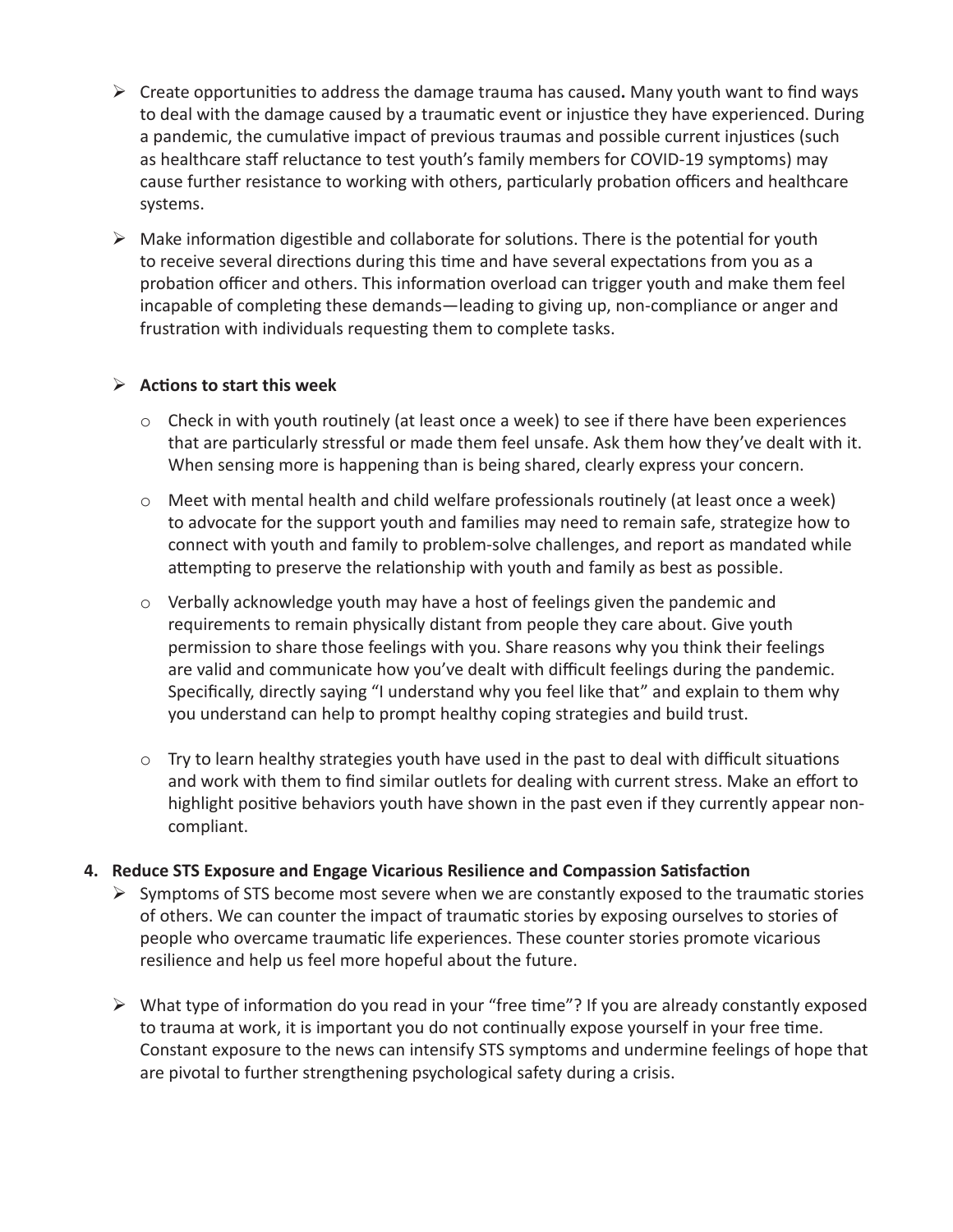- Create opportunities to address the damage trauma has caused**.** Many youth want to find ways to deal with the damage caused by a traumatic event or injustice they have experienced. During a pandemic, the cumulative impact of previous traumas and possible current injustices (such as healthcare staff reluctance to test youth's family members for COVID-19 symptoms) may cause further resistance to working with others, particularly probation officers and healthcare systems.

- Make information digestible and collaborate for solutions. There is the potential for youth to receive several directions during this time and have several expectations from you as a probation officer and others. This information overload can trigger youth and make them feel incapable of completing these demands—leading to giving up, non-compliance or anger and frustration with individuals requesting them to complete tasks.

- **Actions to start this week**
  - Check in with youth routinely (at least once a week) to see if there have been experiences that are particularly stressful or made them feel unsafe. Ask them how they've dealt with it. When sensing more is happening than is being shared, clearly express your concern.
  - Meet with mental health and child welfare professionals routinely (at least once a week) to advocate for the support youth and families may need to remain safe, strategize how to connect with youth and family to problem-solve challenges, and report as mandated while attempting to preserve the relationship with youth and family as best as possible.
  - Verbally acknowledge youth may have a host of feelings given the pandemic and requirements to remain physically distant from people they care about. Give youth permission to share those feelings with you. Share reasons why you think their feelings are valid and communicate how you've dealt with difficult feelings during the pandemic. Specifically, directly saying "I understand why you feel like that" and explain to them why you understand can help to prompt healthy coping strategies and build trust.
  - Try to learn healthy strategies youth have used in the past to deal with difficult situations and work with them to find similar outlets for dealing with current stress. Make an effort to highlight positive behaviors youth have shown in the past even if they currently appear non-compliant.

**4. Reduce STS Exposure and Engage Vicarious Resilience and Compassion Satisfaction**

- Symptoms of STS become most severe when we are constantly exposed to the traumatic stories of others. We can counter the impact of traumatic stories by exposing ourselves to stories of people who overcame traumatic life experiences. These counter stories promote vicarious resilience and help us feel more hopeful about the future.

- What type of information do you read in your "free time"? If you are already constantly exposed to trauma at work, it is important you do not continually expose yourself in your free time. Constant exposure to the news can intensify STS symptoms and undermine feelings of hope that are pivotal to further strengthening psychological safety during a crisis.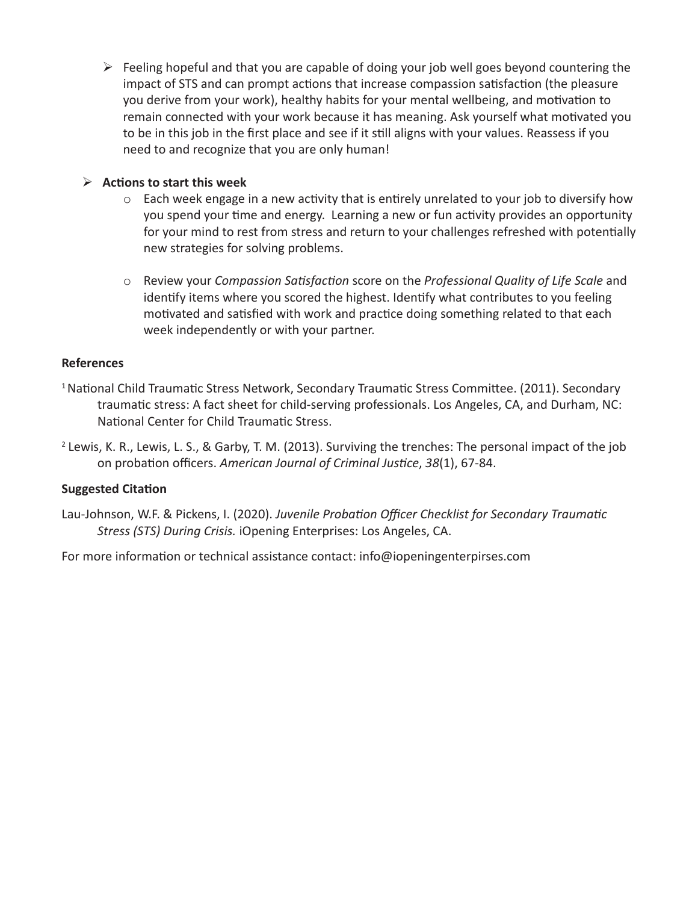- Feeling hopeful and that you are capable of doing your job well goes beyond countering the impact of STS and can prompt actions that increase compassion satisfaction (the pleasure you derive from your work), healthy habits for your mental wellbeing, and motivation to remain connected with your work because it has meaning. Ask yourself what motivated you to be in this job in the first place and see if it still aligns with your values. Reassess if you need to and recognize that you are only human!

- **Actions to start this week**
  - Each week engage in a new activity that is entirely unrelated to your job to diversify how you spend your time and energy. Learning a new or fun activity provides an opportunity for your mind to rest from stress and return to your challenges refreshed with potentially new strategies for solving problems.
  - Review your *Compassion Satisfaction* score on the *Professional Quality of Life Scale* and identify items where you scored the highest. Identify what contributes to you feeling motivated and satisfied with work and practice doing something related to that each week independently or with your partner.

**References**

[1] National Child Traumatic Stress Network, Secondary Traumatic Stress Committee. (2011). Secondary traumatic stress: A fact sheet for child-serving professionals. Los Angeles, CA, and Durham, NC: National Center for Child Traumatic Stress.

[2] Lewis, K. R., Lewis, L. S., & Garby, T. M. (2013). Surviving the trenches: The personal impact of the job on probation officers. *American Journal of Criminal Justice*, *38*(1), 67-84.

**Suggested Citation**

Lau-Johnson, W.F. & Pickens, I. (2020). *Juvenile Probation Officer Checklist for Secondary Traumatic Stress (STS) During Crisis.* iOpening Enterprises: Los Angeles, CA.

For more information or technical assistance contact: info@iopeningenterpirses.com